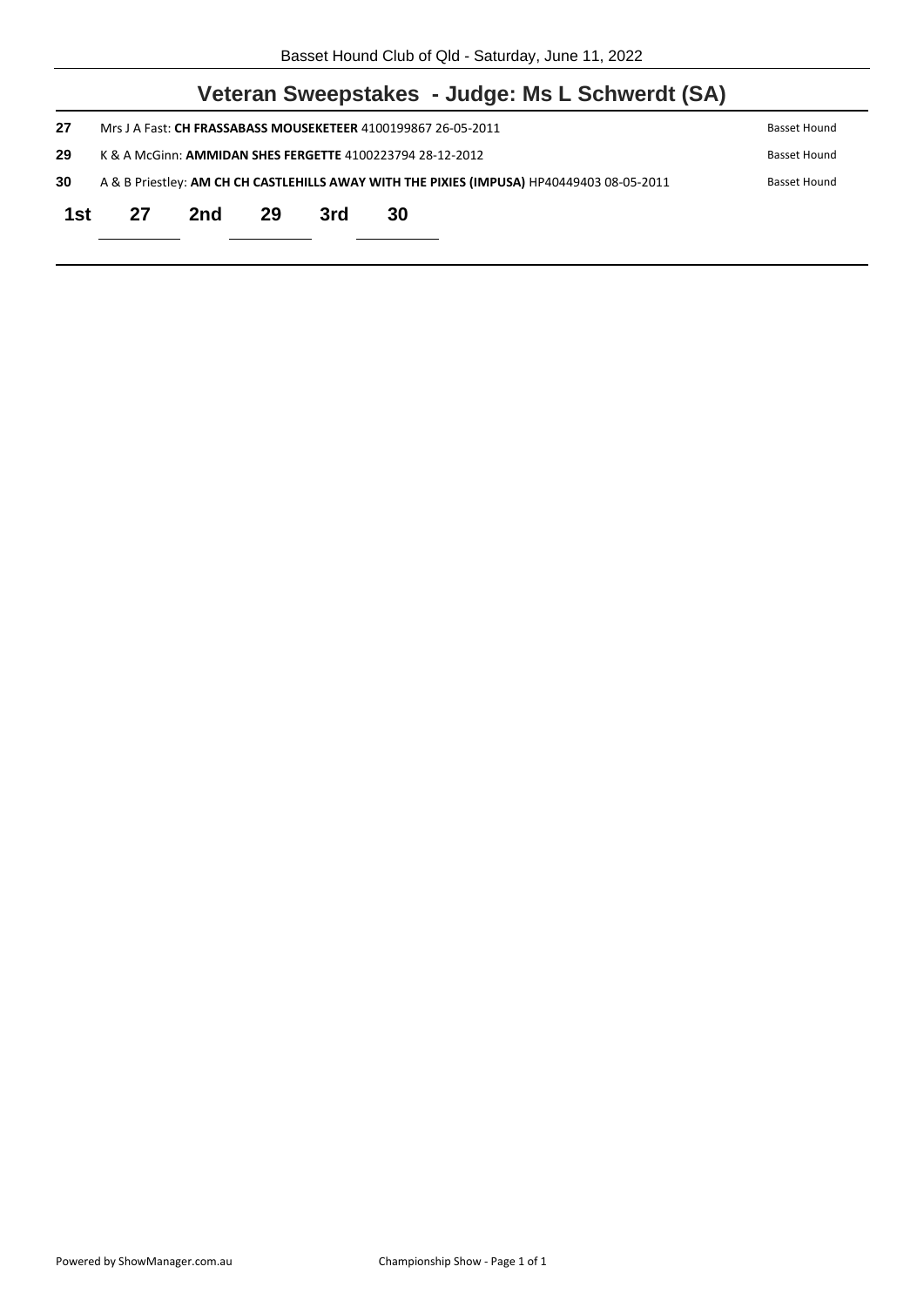## Veteran Sweepstakes - Judge: Ms L Schwerdt (SA)

**27** Mrs J A Fast: **CH FRASSABASS MOUSEKETEER** 4100199867 26-05-2011 Basset Hound

**29** K & A McGinn: **AMMIDAN SHES FERGETTE** 4100223794 28-12-2012 Basset Hound

**30** A & B Priestley: **AM CH CH CASTLEHILLS AWAY WITH THE PIXIES (IMPUSA)** HP40449403 08-05-2011 Basset Hound

**1st** 27 **2nd** 29 **3rd** 30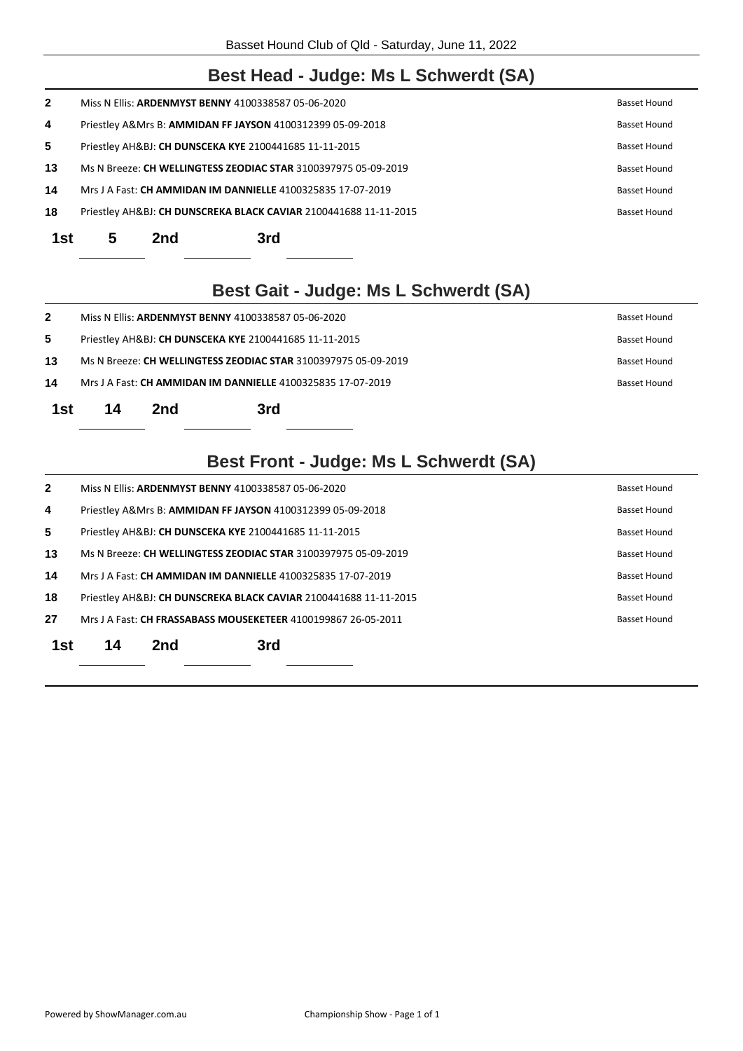## Best Head - Judge: Ms L Schwerdt (SA)

| | | |
|---|---|---|
| 2 | Miss N Ellis: **ARDENMYST BENNY** 4100338587 05-06-2020 | Basset Hound |
| 4 | Priestley A&Mrs B: **AMMIDAN FF JAYSON** 4100312399 05-09-2018 | Basset Hound |
| 5 | Priestley AH&BJ: **CH DUNSCEKA KYE** 2100441685 11-11-2015 | Basset Hound |
| 13 | Ms N Breeze: **CH WELLINGTESS ZEODIAC STAR** 3100397975 05-09-2019 | Basset Hound |
| 14 | Mrs J A Fast: **CH AMMIDAN IM DANNIELLE** 4100325835 17-07-2019 | Basset Hound |
| 18 | Priestley AH&BJ: **CH DUNSCREKA BLACK CAVIAR** 2100441688 11-11-2015 | Basset Hound |

**1st** 5 **2nd** ______ **3rd** ______

## Best Gait - Judge: Ms L Schwerdt (SA)

| | | |
|---|---|---|
| 2 | Miss N Ellis: **ARDENMYST BENNY** 4100338587 05-06-2020 | Basset Hound |
| 5 | Priestley AH&BJ: **CH DUNSCEKA KYE** 2100441685 11-11-2015 | Basset Hound |
| 13 | Ms N Breeze: **CH WELLINGTESS ZEODIAC STAR** 3100397975 05-09-2019 | Basset Hound |
| 14 | Mrs J A Fast: **CH AMMIDAN IM DANNIELLE** 4100325835 17-07-2019 | Basset Hound |

**1st** 14 **2nd** ______ **3rd** ______

## Best Front - Judge: Ms L Schwerdt (SA)

| | | |
|---|---|---|
| 2 | Miss N Ellis: **ARDENMYST BENNY** 4100338587 05-06-2020 | Basset Hound |
| 4 | Priestley A&Mrs B: **AMMIDAN FF JAYSON** 4100312399 05-09-2018 | Basset Hound |
| 5 | Priestley AH&BJ: **CH DUNSCEKA KYE** 2100441685 11-11-2015 | Basset Hound |
| 13 | Ms N Breeze: **CH WELLINGTESS ZEODIAC STAR** 3100397975 05-09-2019 | Basset Hound |
| 14 | Mrs J A Fast: **CH AMMIDAN IM DANNIELLE** 4100325835 17-07-2019 | Basset Hound |
| 18 | Priestley AH&BJ: **CH DUNSCREKA BLACK CAVIAR** 2100441688 11-11-2015 | Basset Hound |
| 27 | Mrs J A Fast: **CH FRASSABASS MOUSEKETEER** 4100199867 26-05-2011 | Basset Hound |

**1st** 14 **2nd** ______ **3rd** ______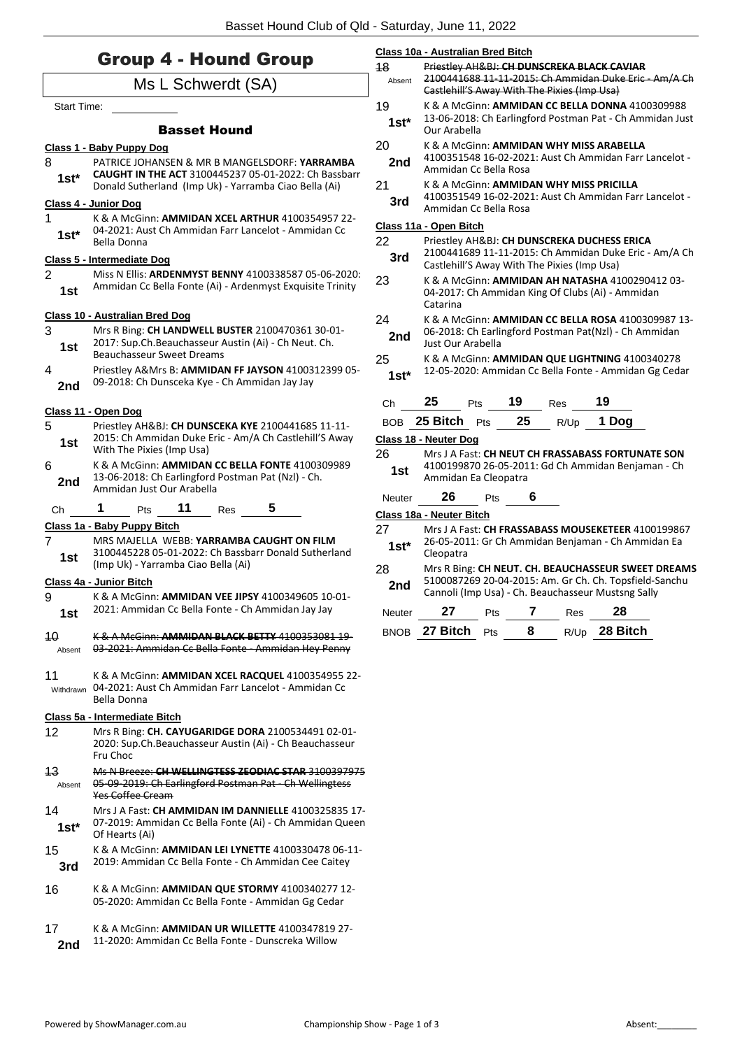# Group 4 - Hound Group

## Ms L Schwerdt (SA)

Start Time: ____________

### Basset Hound

**Class 1 - Baby Puppy Dog**

8 — 1st* — PATRICE JOHANSEN & MR B MANGELSDORF: **YARRAMBA CAUGHT IN THE ACT** 3100445237 05-01-2022: Ch Bassbarr Donald Sutherland (Imp Uk) - Yarramba Ciao Bella (Ai)

**Class 4 - Junior Dog**

1 — 1st* — K & A McGinn: **AMMIDAN XCEL ARTHUR** 4100354957 22-04-2021: Aust Ch Ammidan Farr Lancelot - Ammidan Cc Bella Donna

**Class 5 - Intermediate Dog**

2 — 1st — Miss N Ellis: **ARDENMYST BENNY** 4100338587 05-06-2020: Ammidan Cc Bella Fonte (Ai) - Ardenmyst Exquisite Trinity

**Class 10 - Australian Bred Dog**

3 — 1st — Mrs R Bing: **CH LANDWELL BUSTER** 2100470361 30-01-2017: Sup.Ch.Beauchasseur Austin (Ai) - Ch Neut. Ch. Beauchasseur Sweet Dreams

4 — 2nd — Priestley A&Mrs B: **AMMIDAN FF JAYSON** 4100312399 05-09-2018: Ch Dunsceka Kye - Ch Ammidan Jay Jay

**Class 11 - Open Dog**

5 — 1st — Priestley AH&BJ: **CH DUNSCEKA KYE** 2100441685 11-11-2015: Ch Ammidan Duke Eric - Am/A Ch Castlehill'S Away With The Pixies (Imp Usa)

6 — 2nd — K & A McGinn: **AMMIDAN CC BELLA FONTE** 4100309989 13-06-2018: Ch Earlingford Postman Pat (Nzl) - Ch. Ammidan Just Our Arabella

Ch 1 Pts 11 Res 5

**Class 1a - Baby Puppy Bitch**

7 — 1st — MRS MAJELLA WEBB: **YARRAMBA CAUGHT ON FILM** 3100445228 05-01-2022: Ch Bassbarr Donald Sutherland (Imp Uk) - Yarramba Ciao Bella (Ai)

**Class 4a - Junior Bitch**

9 — 1st — K & A McGinn: **AMMIDAN VEE JIPSY** 4100349605 10-01-2021: Ammidan Cc Bella Fonte - Ch Ammidan Jay Jay

10 — Absent — ~~K & A McGinn: **AMMIDAN BLACK BETTY** 4100353081 19-03-2021: Ammidan Cc Bella Fonte - Ammidan Hey Penny~~

11 — Withdrawn — K & A McGinn: **AMMIDAN XCEL RACQUEL** 4100354955 22-04-2021: Aust Ch Ammidan Farr Lancelot - Ammidan Cc Bella Donna

**Class 5a - Intermediate Bitch**

12 — Mrs R Bing: **CH. CAYUGARIDGE DORA** 2100534491 02-01-2020: Sup.Ch.Beauchasseur Austin (Ai) - Ch Beauchasseur Fru Choc

13 — Absent — ~~Ms N Breeze: **CH WELLINGTESS ZEODIAC STAR** 3100397975 05-09-2019: Ch Earlingford Postman Pat - Ch Wellingtess Yes Coffee Cream~~

14 — 1st* — Mrs J A Fast: **CH AMMIDAN IM DANNIELLE** 4100325835 17-07-2019: Ammidan Cc Bella Fonte (Ai) - Ch Ammidan Queen Of Hearts (Ai)

15 — 3rd — K & A McGinn: **AMMIDAN LEI LYNETTE** 4100330478 06-11-2019: Ammidan Cc Bella Fonte - Ch Ammidan Cee Caitey

16 — K & A McGinn: **AMMIDAN QUE STORMY** 4100340277 12-05-2020: Ammidan Cc Bella Fonte - Ammidan Gg Cedar

17 — 2nd — K & A McGinn: **AMMIDAN UR WILLETTE** 4100347819 27-11-2020: Ammidan Cc Bella Fonte - Dunscreka Willow

**Class 10a - Australian Bred Bitch**

18 — Absent — ~~Priestley AH&BJ: **CH DUNSCREKA BLACK CAVIAR** 2100441688 11-11-2015: Ch Ammidan Duke Eric - Am/A Ch Castlehill'S Away With The Pixies (Imp Usa)~~

19 — 1st* — K & A McGinn: **AMMIDAN CC BELLA DONNA** 4100309988 13-06-2018: Ch Earlingford Postman Pat - Ch Ammidan Just Our Arabella

20 — 2nd — K & A McGinn: **AMMIDAN WHY MISS ARABELLA** 4100351548 16-02-2021: Aust Ch Ammidan Farr Lancelot - Ammidan Cc Bella Rosa

21 — 3rd — K & A McGinn: **AMMIDAN WHY MISS PRICILLA** 4100351549 16-02-2021: Aust Ch Ammidan Farr Lancelot - Ammidan Cc Bella Rosa

**Class 11a - Open Bitch**

22 — 3rd — Priestley AH&BJ: **CH DUNSCREKA DUCHESS ERICA** 2100441689 11-11-2015: Ch Ammidan Duke Eric - Am/A Ch Castlehill'S Away With The Pixies (Imp Usa)

23 — K & A McGinn: **AMMIDAN AH NATASHA** 4100290412 03-04-2017: Ch Ammidan King Of Clubs (Ai) - Ammidan Catarina

24 — 2nd — K & A McGinn: **AMMIDAN CC BELLA ROSA** 4100309987 13-06-2018: Ch Earlingford Postman Pat(Nzl) - Ch Ammidan Just Our Arabella

25 — 1st* — K & A McGinn: **AMMIDAN QUE LIGHTNING** 4100340278 12-05-2020: Ammidan Cc Bella Fonte - Ammidan Gg Cedar

Ch 25 Pts 19 Res 19

BOB 25 Bitch Pts 25 R/Up 1 Dog

**Class 18 - Neuter Dog**

26 — 1st — Mrs J A Fast: **CH NEUT CH FRASSABASS FORTUNATE SON** 4100199870 26-05-2011: Gd Ch Ammidan Benjamin - Ch Ammidan Ea Cleopatra

Neuter 26 Pts 6

**Class 18a - Neuter Bitch**

27 — 1st* — Mrs J A Fast: **CH FRASSABASS MOUSEKETEER** 4100199867 26-05-2011: Gr Ch Ammidan Benjamin - Ch Ammidan Ea Cleopatra

28 — 2nd — Mrs R Bing: **CH NEUT. CH. BEAUCHASSEUR SWEET DREAMS** 5100087269 20-04-2015: Am. Gr. Ch. Ch. Topsfield-Sanchu Cannoli (Imp Usa) - Ch. Beauchasseur Mustsng Sally

Neuter 27 Pts 7 Res 28

BNOB 27 Bitch Pts 8 R/Up 28 Bitch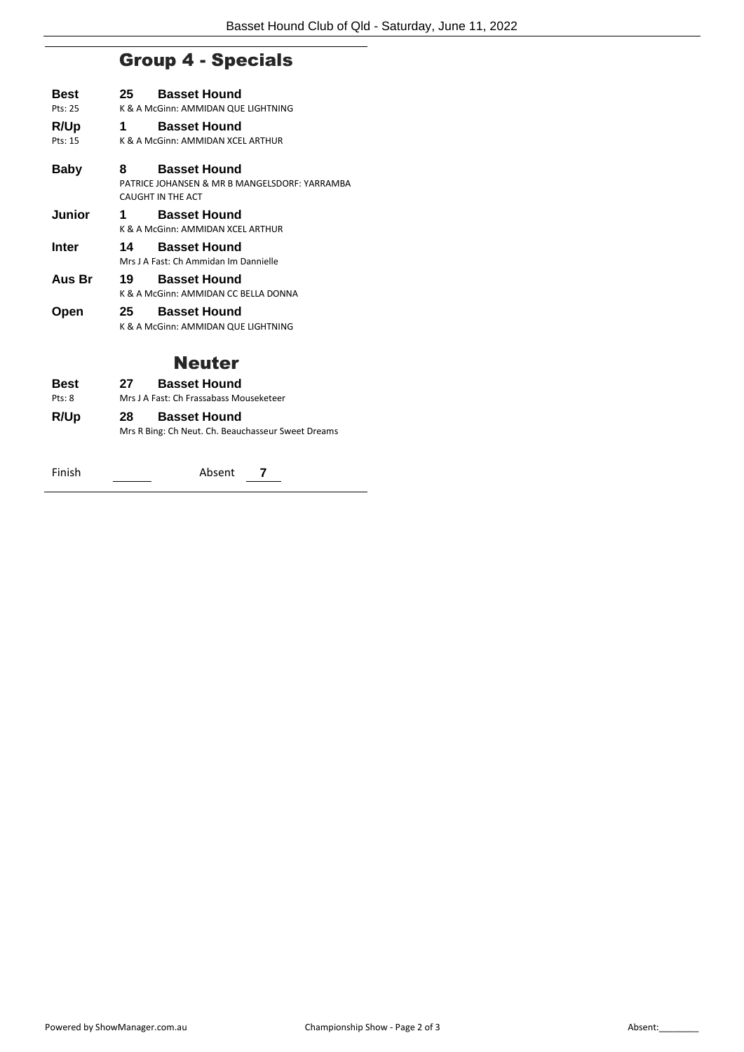## Group 4 - Specials

**Best** Pts: 25 — **25 Basset Hound**
K & A McGinn: AMMIDAN QUE LIGHTNING

**R/Up** Pts: 15 — **1 Basset Hound**
K & A McGinn: AMMIDAN XCEL ARTHUR

**Baby** — **8 Basset Hound**
PATRICE JOHANSEN & MR B MANGELSDORF: YARRAMBA CAUGHT IN THE ACT

**Junior** — **1 Basset Hound**
K & A McGinn: AMMIDAN XCEL ARTHUR

**Inter** — **14 Basset Hound**
Mrs J A Fast: Ch Ammidan Im Dannielle

**Aus Br** — **19 Basset Hound**
K & A McGinn: AMMIDAN CC BELLA DONNA

**Open** — **25 Basset Hound**
K & A McGinn: AMMIDAN QUE LIGHTNING

## Neuter

**Best** Pts: 8 — **27 Basset Hound**
Mrs J A Fast: Ch Frassabass Mouseketeer

**R/Up** — **28 Basset Hound**
Mrs R Bing: Ch Neut. Ch. Beauchasseur Sweet Dreams

Finish ______ Absent **7**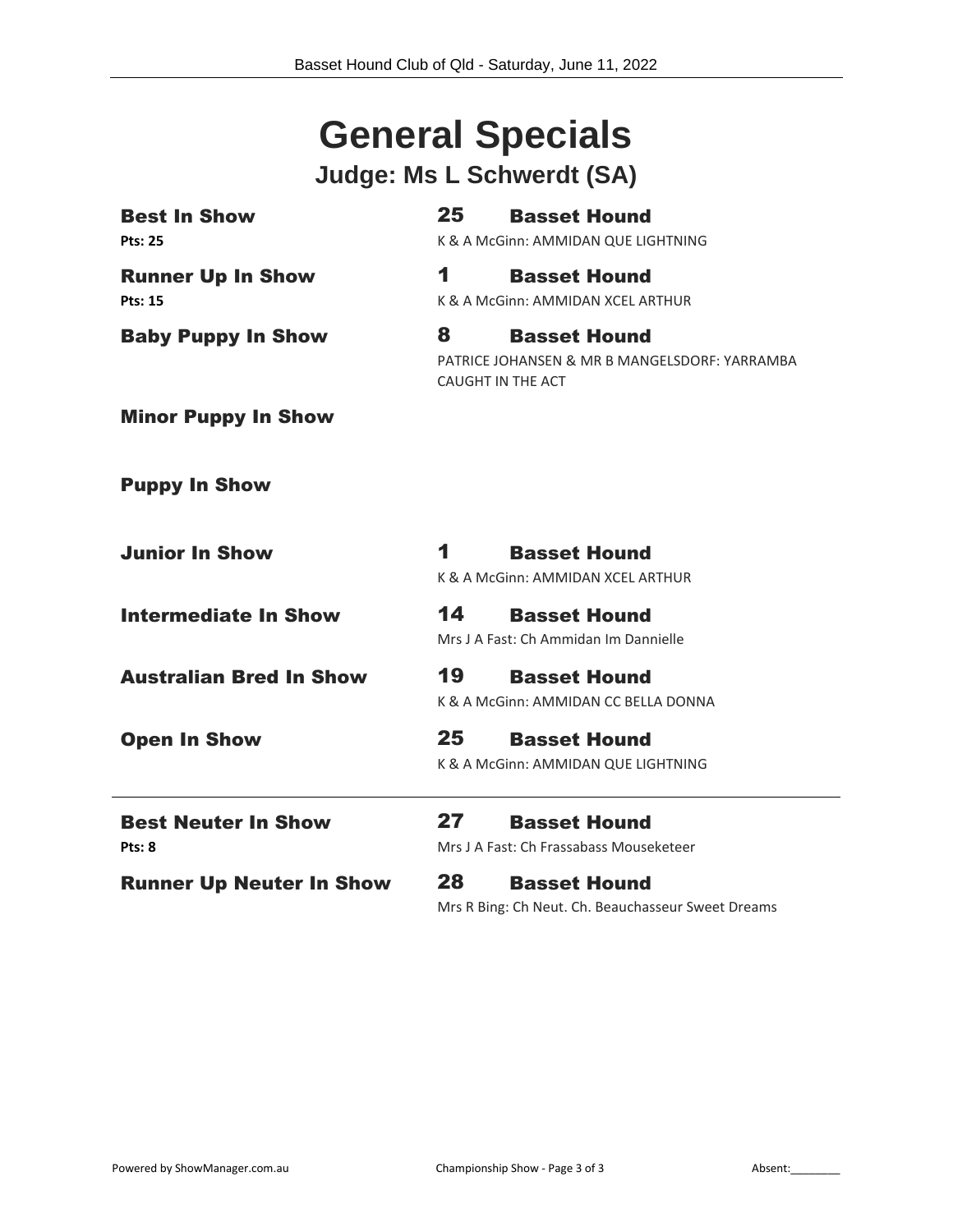# General Specials

## Judge: Ms L Schwerdt (SA)

**Best In Show** — **25 Basset Hound**
Pts: 25
K & A McGinn: AMMIDAN QUE LIGHTNING

**Runner Up In Show** — **1 Basset Hound**
Pts: 15
K & A McGinn: AMMIDAN XCEL ARTHUR

**Baby Puppy In Show** — **8 Basset Hound**
PATRICE JOHANSEN & MR B MANGELSDORF: YARRAMBA CAUGHT IN THE ACT

**Minor Puppy In Show**

**Puppy In Show**

**Junior In Show** — **1 Basset Hound**
K & A McGinn: AMMIDAN XCEL ARTHUR

**Intermediate In Show** — **14 Basset Hound**
Mrs J A Fast: Ch Ammidan Im Dannielle

**Australian Bred In Show** — **19 Basset Hound**
K & A McGinn: AMMIDAN CC BELLA DONNA

**Open In Show** — **25 Basset Hound**
K & A McGinn: AMMIDAN QUE LIGHTNING

---

**Best Neuter In Show** — **27 Basset Hound**
Pts: 8
Mrs J A Fast: Ch Frassabass Mouseketeer

**Runner Up Neuter In Show** — **28 Basset Hound**
Mrs R Bing: Ch Neut. Ch. Beauchasseur Sweet Dreams